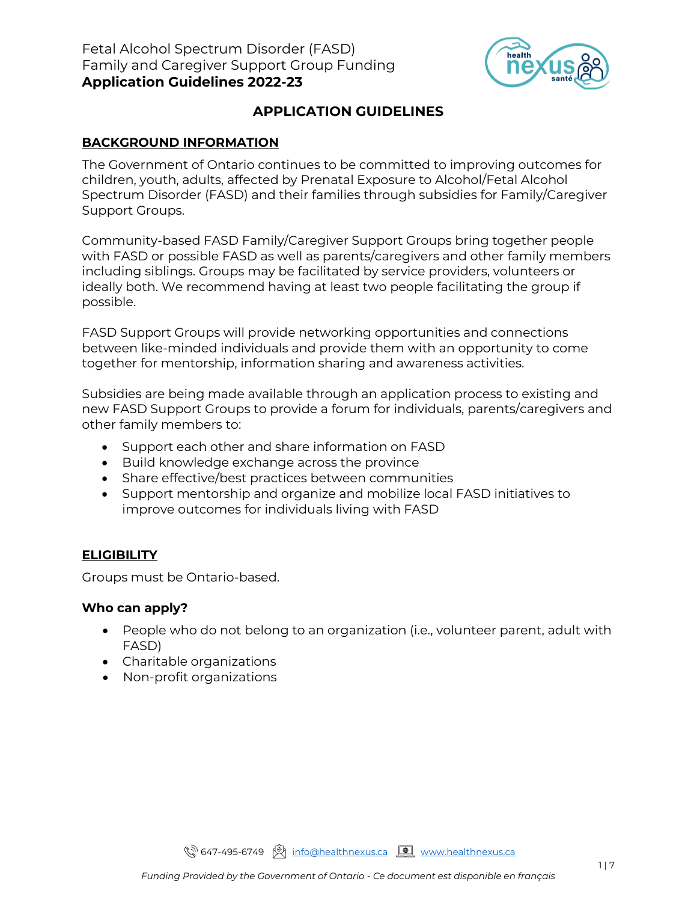Fetal Alcohol Spectrum Disorder (FASD)
Family and Caregiver Support Group Funding
**Application Guidelines 2022-23**

# APPLICATION GUIDELINES

## BACKGROUND INFORMATION

The Government of Ontario continues to be committed to improving outcomes for children, youth, adults, affected by Prenatal Exposure to Alcohol/Fetal Alcohol Spectrum Disorder (FASD) and their families through subsidies for Family/Caregiver Support Groups.

Community-based FASD Family/Caregiver Support Groups bring together people with FASD or possible FASD as well as parents/caregivers and other family members including siblings. Groups may be facilitated by service providers, volunteers or ideally both. We recommend having at least two people facilitating the group if possible.

FASD Support Groups will provide networking opportunities and connections between like-minded individuals and provide them with an opportunity to come together for mentorship, information sharing and awareness activities.

Subsidies are being made available through an application process to existing and new FASD Support Groups to provide a forum for individuals, parents/caregivers and other family members to:

- Support each other and share information on FASD
- Build knowledge exchange across the province
- Share effective/best practices between communities
- Support mentorship and organize and mobilize local FASD initiatives to improve outcomes for individuals living with FASD

## ELIGIBILITY

Groups must be Ontario-based.

### Who can apply?

- People who do not belong to an organization (i.e., volunteer parent, adult with FASD)
- Charitable organizations
- Non-profit organizations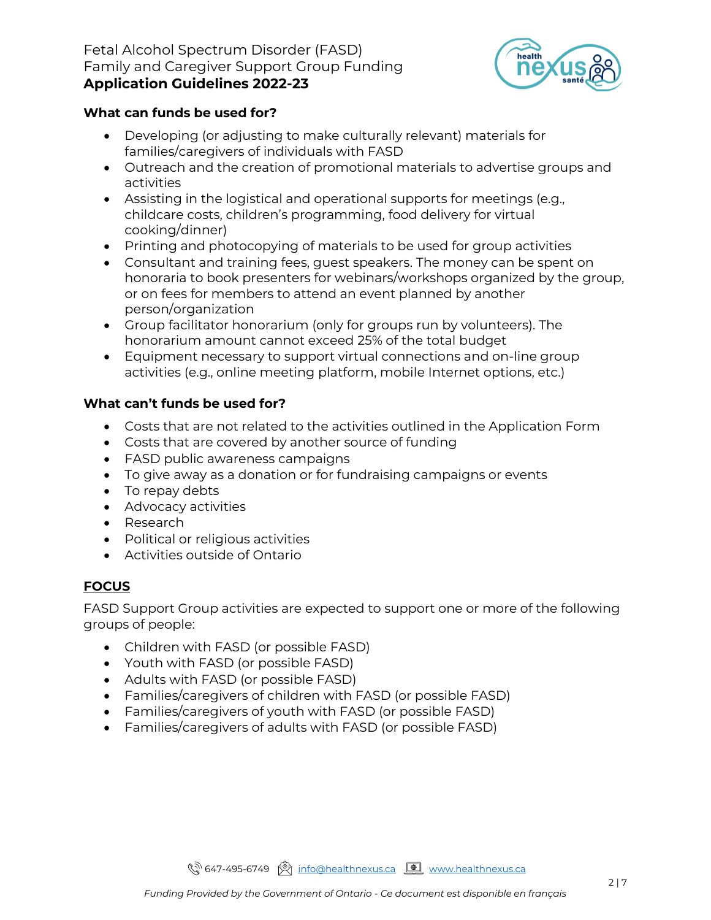### What can funds be used for?

- Developing (or adjusting to make culturally relevant) materials for families/caregivers of individuals with FASD
- Outreach and the creation of promotional materials to advertise groups and activities
- Assisting in the logistical and operational supports for meetings (e.g., childcare costs, children's programming, food delivery for virtual cooking/dinner)
- Printing and photocopying of materials to be used for group activities
- Consultant and training fees, guest speakers. The money can be spent on honoraria to book presenters for webinars/workshops organized by the group, or on fees for members to attend an event planned by another person/organization
- Group facilitator honorarium (only for groups run by volunteers). The honorarium amount cannot exceed 25% of the total budget
- Equipment necessary to support virtual connections and on-line group activities (e.g., online meeting platform, mobile Internet options, etc.)

### What can't funds be used for?

- Costs that are not related to the activities outlined in the Application Form
- Costs that are covered by another source of funding
- FASD public awareness campaigns
- To give away as a donation or for fundraising campaigns or events
- To repay debts
- Advocacy activities
- Research
- Political or religious activities
- Activities outside of Ontario

## FOCUS

FASD Support Group activities are expected to support one or more of the following groups of people:

- Children with FASD (or possible FASD)
- Youth with FASD (or possible FASD)
- Adults with FASD (or possible FASD)
- Families/caregivers of children with FASD (or possible FASD)
- Families/caregivers of youth with FASD (or possible FASD)
- Families/caregivers of adults with FASD (or possible FASD)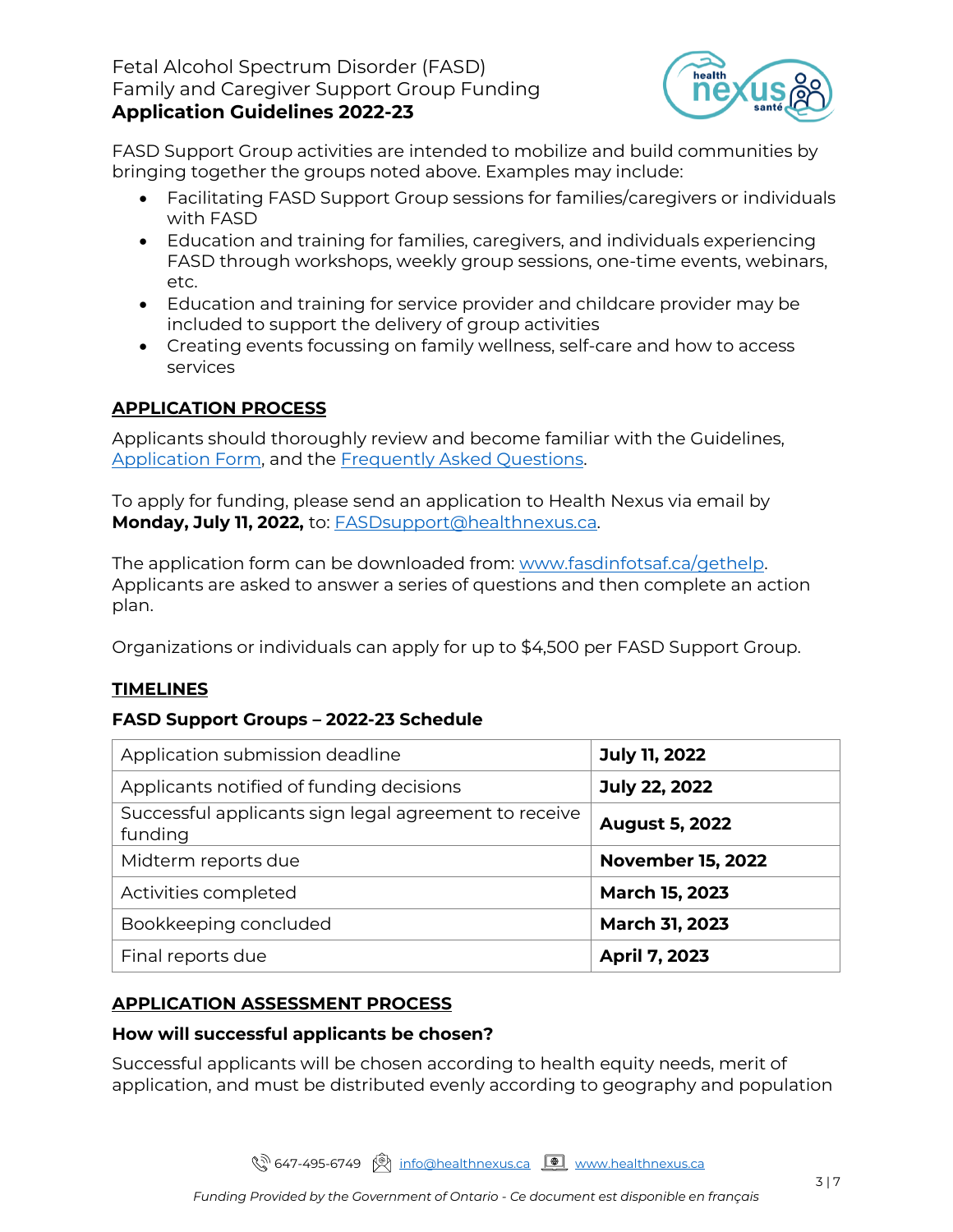FASD Support Group activities are intended to mobilize and build communities by bringing together the groups noted above. Examples may include:

- Facilitating FASD Support Group sessions for families/caregivers or individuals with FASD
- Education and training for families, caregivers, and individuals experiencing FASD through workshops, weekly group sessions, one-time events, webinars, etc.
- Education and training for service provider and childcare provider may be included to support the delivery of group activities
- Creating events focussing on family wellness, self-care and how to access services

## APPLICATION PROCESS

Applicants should thoroughly review and become familiar with the Guidelines, [Application Form](), and the [Frequently Asked Questions]().

To apply for funding, please send an application to Health Nexus via email by **Monday, July 11, 2022,** to: [FASDsupport@healthnexus.ca](mailto:FASDsupport@healthnexus.ca).

The application form can be downloaded from: [www.fasdinfotsaf.ca/gethelp](http://www.fasdinfotsaf.ca/gethelp). Applicants are asked to answer a series of questions and then complete an action plan.

Organizations or individuals can apply for up to $4,500 per FASD Support Group.

## TIMELINES

### FASD Support Groups – 2022-23 Schedule

| Milestone | Date |
|---|---|
| Application submission deadline | **July 11, 2022** |
| Applicants notified of funding decisions | **July 22, 2022** |
| Successful applicants sign legal agreement to receive funding | **August 5, 2022** |
| Midterm reports due | **November 15, 2022** |
| Activities completed | **March 15, 2023** |
| Bookkeeping concluded | **March 31, 2023** |
| Final reports due | **April 7, 2023** |

## APPLICATION ASSESSMENT PROCESS

### How will successful applicants be chosen?

Successful applicants will be chosen according to health equity needs, merit of application, and must be distributed evenly according to geography and population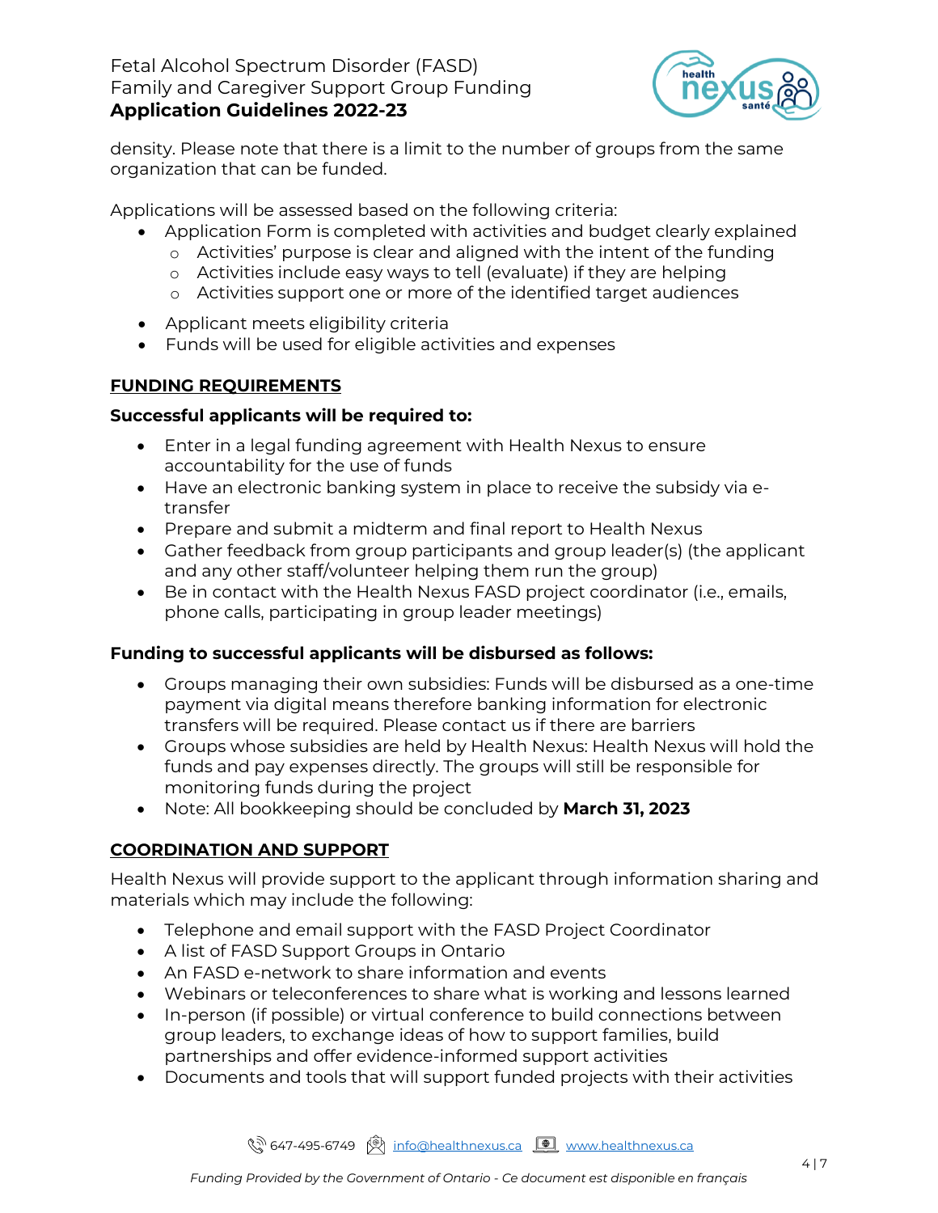density. Please note that there is a limit to the number of groups from the same organization that can be funded.

Applications will be assessed based on the following criteria:

- Application Form is completed with activities and budget clearly explained
    - Activities' purpose is clear and aligned with the intent of the funding
    - Activities include easy ways to tell (evaluate) if they are helping
    - Activities support one or more of the identified target audiences
- Applicant meets eligibility criteria
- Funds will be used for eligible activities and expenses

## FUNDING REQUIREMENTS

**Successful applicants will be required to:**

- Enter in a legal funding agreement with Health Nexus to ensure accountability for the use of funds
- Have an electronic banking system in place to receive the subsidy via e-transfer
- Prepare and submit a midterm and final report to Health Nexus
- Gather feedback from group participants and group leader(s) (the applicant and any other staff/volunteer helping them run the group)
- Be in contact with the Health Nexus FASD project coordinator (i.e., emails, phone calls, participating in group leader meetings)

**Funding to successful applicants will be disbursed as follows:**

- Groups managing their own subsidies: Funds will be disbursed as a one-time payment via digital means therefore banking information for electronic transfers will be required. Please contact us if there are barriers
- Groups whose subsidies are held by Health Nexus: Health Nexus will hold the funds and pay expenses directly. The groups will still be responsible for monitoring funds during the project
- Note: All bookkeeping should be concluded by **March 31, 2023**

## COORDINATION AND SUPPORT

Health Nexus will provide support to the applicant through information sharing and materials which may include the following:

- Telephone and email support with the FASD Project Coordinator
- A list of FASD Support Groups in Ontario
- An FASD e-network to share information and events
- Webinars or teleconferences to share what is working and lessons learned
- In-person (if possible) or virtual conference to build connections between group leaders, to exchange ideas of how to support families, build partnerships and offer evidence-informed support activities
- Documents and tools that will support funded projects with their activities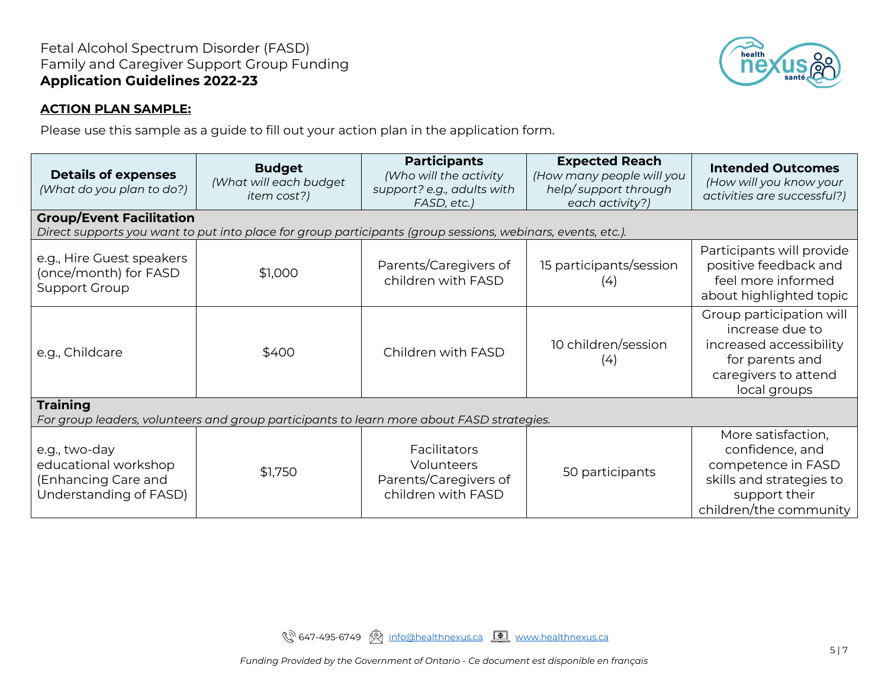Fetal Alcohol Spectrum Disorder (FASD)
Family and Caregiver Support Group Funding
**Application Guidelines 2022-23**

**ACTION PLAN SAMPLE:**

Please use this sample as a guide to fill out your action plan in the application form.

| **Details of expenses** *(What do you plan to do?)* | **Budget** *(What will each budget item cost?)* | **Participants** *(Who will the activity support? e.g., adults with FASD, etc.)* | **Expected Reach** *(How many people will you help/ support through each activity?)* | **Intended Outcomes** *(How will you know your activities are successful?)* |
|---|---|---|---|---|
| **Group/Event Facilitation** *Direct supports you want to put into place for group participants (group sessions, webinars, events, etc.).* | | | | |
| e.g., Hire Guest speakers (once/month) for FASD Support Group | $1,000 | Parents/Caregivers of children with FASD | 15 participants/session (4) | Participants will provide positive feedback and feel more informed about highlighted topic |
| e.g., Childcare | $400 | Children with FASD | 10 children/session (4) | Group participation will increase due to increased accessibility for parents and caregivers to attend local groups |
| **Training** *For group leaders, volunteers and group participants to learn more about FASD strategies.* | | | | |
| e.g., two-day educational workshop (Enhancing Care and Understanding of FASD) | $1,750 | Facilitators Volunteers Parents/Caregivers of children with FASD | 50 participants | More satisfaction, confidence, and competence in FASD skills and strategies to support their children/the community |

647-495-6749 info@healthnexus.ca www.healthnexus.ca

*Funding Provided by the Government of Ontario - Ce document est disponible en français*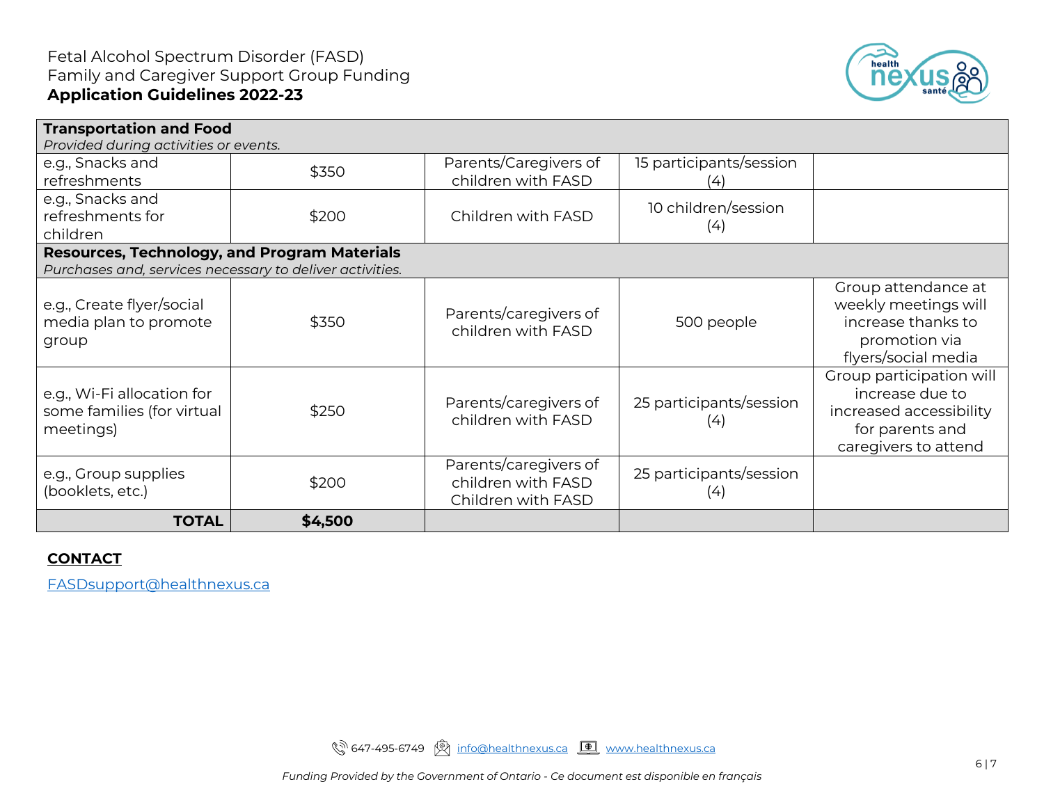| Transportation and Food *Provided during activities or events.* | | | | |
|---|---|---|---|---|
| e.g., Snacks and refreshments | $350 | Parents/Caregivers of children with FASD | 15 participants/session (4) | |
| e.g., Snacks and refreshments for children | $200 | Children with FASD | 10 children/session (4) | |
| **Resources, Technology, and Program Materials** *Purchases and, services necessary to deliver activities.* | | | | |
| e.g., Create flyer/social media plan to promote group | $350 | Parents/caregivers of children with FASD | 500 people | Group attendance at weekly meetings will increase thanks to promotion via flyers/social media |
| e.g., Wi-Fi allocation for some families (for virtual meetings) | $250 | Parents/caregivers of children with FASD | 25 participants/session (4) | Group participation will increase due to increased accessibility for parents and caregivers to attend |
| e.g., Group supplies (booklets, etc.) | $200 | Parents/caregivers of children with FASD Children with FASD | 25 participants/session (4) | |
| **TOTAL** | **$4,500** | | | |

## CONTACT

FASDsupport@healthnexus.ca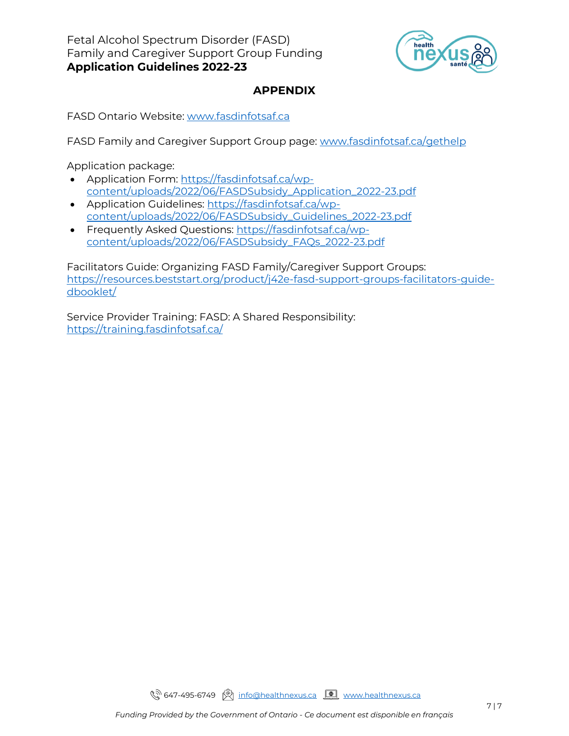## APPENDIX

FASD Ontario Website: www.fasdinfotsaf.ca

FASD Family and Caregiver Support Group page: www.fasdinfotsaf.ca/gethelp

Application package:

- Application Form: https://fasdinfotsaf.ca/wp-content/uploads/2022/06/FASDSubsidy_Application_2022-23.pdf
- Application Guidelines: https://fasdinfotsaf.ca/wp-content/uploads/2022/06/FASDSubsidy_Guidelines_2022-23.pdf
- Frequently Asked Questions: https://fasdinfotsaf.ca/wp-content/uploads/2022/06/FASDSubsidy_FAQs_2022-23.pdf

Facilitators Guide: Organizing FASD Family/Caregiver Support Groups: https://resources.beststart.org/product/j42e-fasd-support-groups-facilitators-guide-dbooklet/

Service Provider Training: FASD: A Shared Responsibility: https://training.fasdinfotsaf.ca/